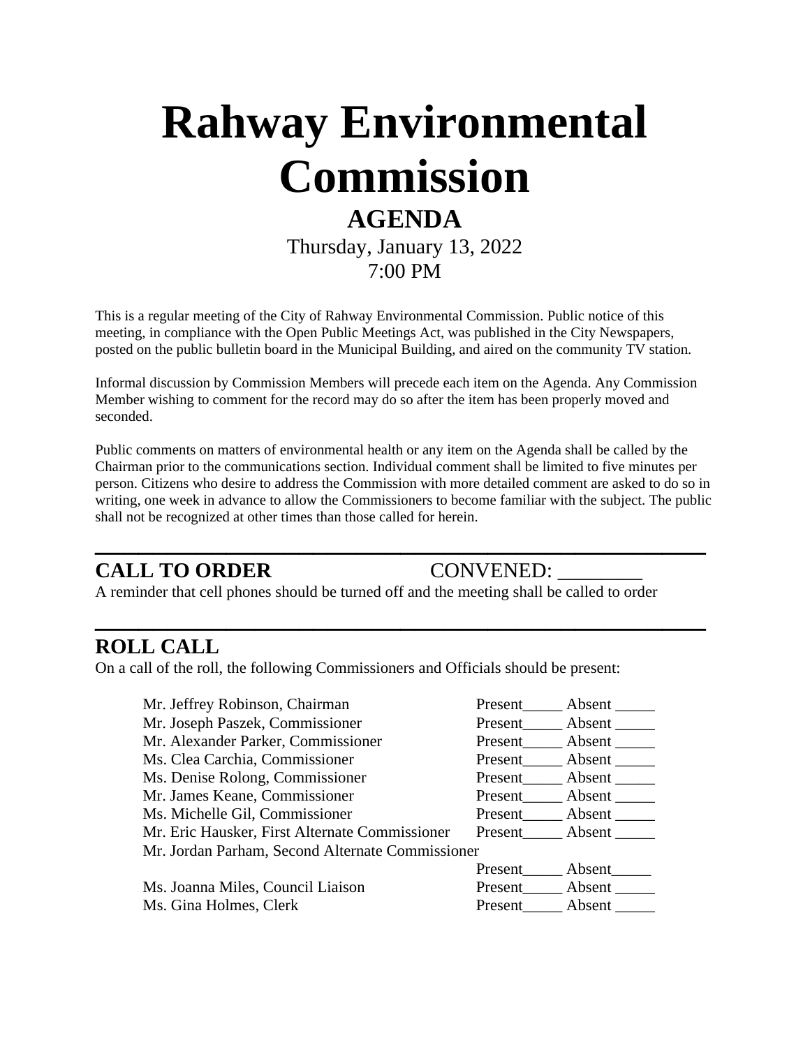# Rahway Environmental Commission

## AGENDA

Thursday, January 13, 2022
7:00 PM

This is a regular meeting of the City of Rahway Environmental Commission. Public notice of this meeting, in compliance with the Open Public Meetings Act, was published in the City Newspapers, posted on the public bulletin board in the Municipal Building, and aired on the community TV station.

Informal discussion by Commission Members will precede each item on the Agenda. Any Commission Member wishing to comment for the record may do so after the item has been properly moved and seconded.

Public comments on matters of environmental health or any item on the Agenda shall be called by the Chairman prior to the communications section. Individual comment shall be limited to five minutes per person. Citizens who desire to address the Commission with more detailed comment are asked to do so in writing, one week in advance to allow the Commissioners to become familiar with the subject. The public shall not be recognized at other times than those called for herein.

---

## CALL TO ORDER

CONVENED: ________

A reminder that cell phones should be turned off and the meeting shall be called to order

---

## ROLL CALL

On a call of the roll, the following Commissioners and Officials should be present:

| | |
|---|---|
| Mr. Jeffrey Robinson, Chairman | Present_____ Absent _____ |
| Mr. Joseph Paszek, Commissioner | Present_____ Absent _____ |
| Mr. Alexander Parker, Commissioner | Present_____ Absent _____ |
| Ms. Clea Carchia, Commissioner | Present_____ Absent _____ |
| Ms. Denise Rolong, Commissioner | Present_____ Absent _____ |
| Mr. James Keane, Commissioner | Present_____ Absent _____ |
| Ms. Michelle Gil, Commissioner | Present_____ Absent _____ |
| Mr. Eric Hausker, First Alternate Commissioner | Present_____ Absent _____ |
| Mr. Jordan Parham, Second Alternate Commissioner | Present_____ Absent_____ |
| Ms. Joanna Miles, Council Liaison | Present_____ Absent _____ |
| Ms. Gina Holmes, Clerk | Present_____ Absent _____ |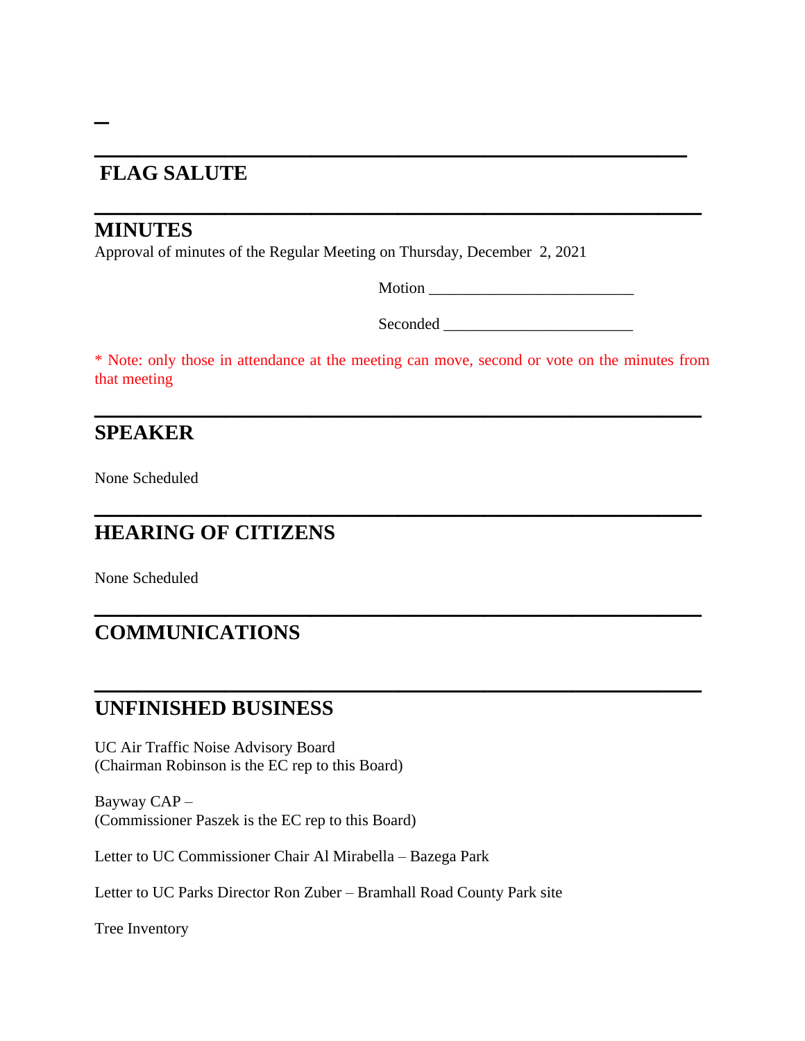## FLAG SALUTE

## MINUTES

Approval of minutes of the Regular Meeting on Thursday, December 2, 2021

Motion _________________________

Seconded ________________________

* Note: only those in attendance at the meeting can move, second or vote on the minutes from that meeting

## SPEAKER

None Scheduled

## HEARING OF CITIZENS

None Scheduled

## COMMUNICATIONS

## UNFINISHED BUSINESS

UC Air Traffic Noise Advisory Board
(Chairman Robinson is the EC rep to this Board)

Bayway CAP –
(Commissioner Paszek is the EC rep to this Board)

Letter to UC Commissioner Chair Al Mirabella – Bazega Park

Letter to UC Parks Director Ron Zuber – Bramhall Road County Park site

Tree Inventory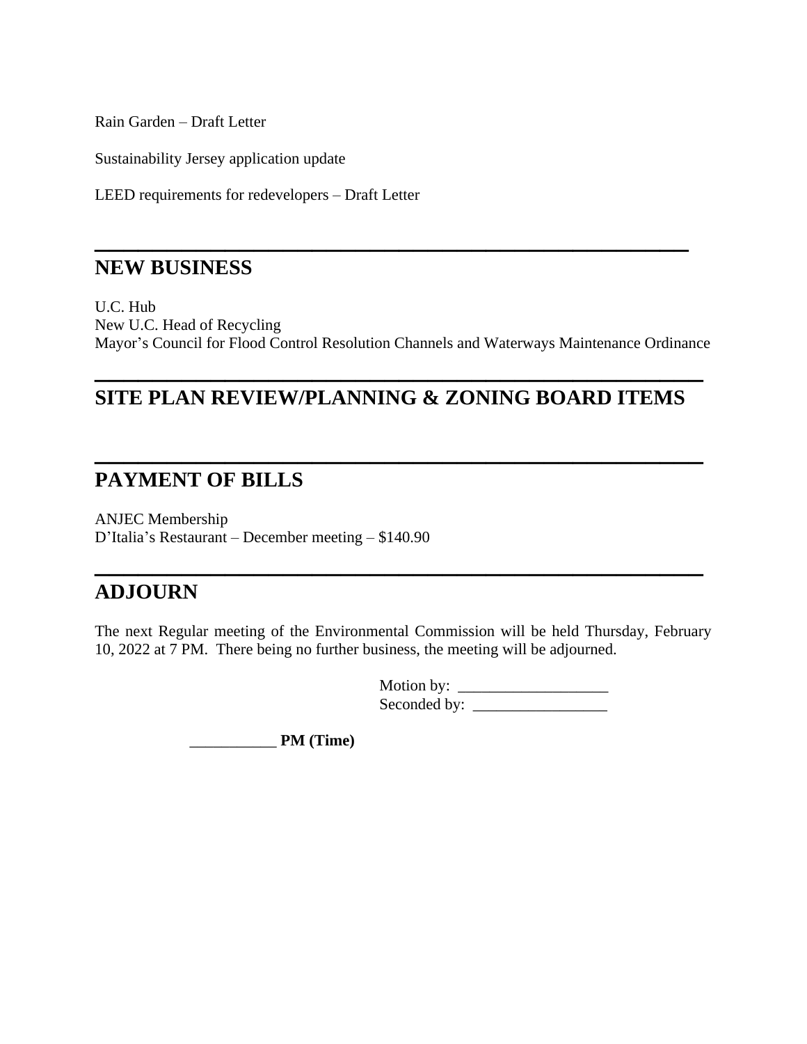Rain Garden – Draft Letter

Sustainability Jersey application update

LEED requirements for redevelopers – Draft Letter

---

## NEW BUSINESS

U.C. Hub
New U.C. Head of Recycling
Mayor's Council for Flood Control Resolution Channels and Waterways Maintenance Ordinance

---

## SITE PLAN REVIEW/PLANNING & ZONING BOARD ITEMS

---

## PAYMENT OF BILLS

ANJEC Membership
D'Italia's Restaurant – December meeting – $140.90

---

## ADJOURN

The next Regular meeting of the Environmental Commission will be held Thursday, February 10, 2022 at 7 PM. There being no further business, the meeting will be adjourned.

Motion by: ___________________
Seconded by: _________________

___________ **PM (Time)**